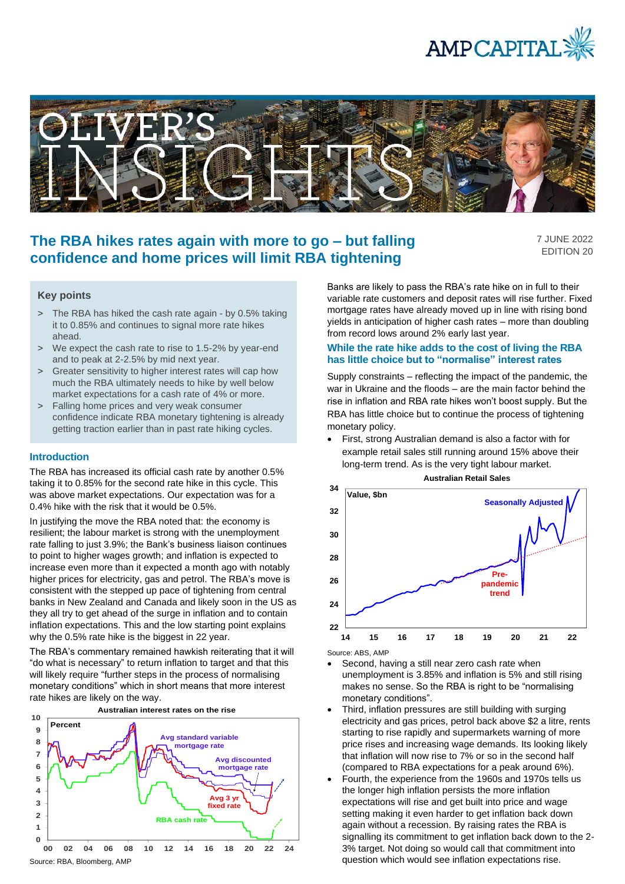# The RBA hikes rates again with more to go – but falling confidence and home prices will limit RBA tightening

7 JUNE 2022
EDITION 20

## Key points

- The RBA has hiked the cash rate again - by 0.5% taking it to 0.85% and continues to signal more rate hikes ahead.
- We expect the cash rate to rise to 1.5-2% by year-end and to peak at 2-2.5% by mid next year.
- Greater sensitivity to higher interest rates will cap how much the RBA ultimately needs to hike by well below market expectations for a cash rate of 4% or more.
- Falling home prices and very weak consumer confidence indicate RBA monetary tightening is already getting traction earlier than in past rate hiking cycles.

## Introduction

The RBA has increased its official cash rate by another 0.5% taking it to 0.85% for the second rate hike in this cycle. This was above market expectations. Our expectation was for a 0.4% hike with the risk that it would be 0.5%.

In justifying the move the RBA noted that: the economy is resilient; the labour market is strong with the unemployment rate falling to just 3.9%; the Bank's business liaison continues to point to higher wages growth; and inflation is expected to increase even more than it expected a month ago with notably higher prices for electricity, gas and petrol. The RBA's move is consistent with the stepped up pace of tightening from central banks in New Zealand and Canada and likely soon in the US as they all try to get ahead of the surge in inflation and to contain inflation expectations. This and the low starting point explains why the 0.5% rate hike is the biggest in 22 year.

The RBA's commentary remained hawkish reiterating that it will "do what is necessary" to return inflation to target and that this will likely require "further steps in the process of normalising monetary conditions" which in short means that more interest rate hikes are likely on the way.

**Australian interest rates on the rise**

Source: RBA, Bloomberg, AMP

Banks are likely to pass the RBA's rate hike on in full to their variable rate customers and deposit rates will rise further. Fixed mortgage rates have already moved up in line with rising bond yields in anticipation of higher cash rates – more than doubling from record lows around 2% early last year.

### While the rate hike adds to the cost of living the RBA has little choice but to "normalise" interest rates

Supply constraints – reflecting the impact of the pandemic, the war in Ukraine and the floods – are the main factor behind the rise in inflation and RBA rate hikes won't boost supply. But the RBA has little choice but to continue the process of tightening monetary policy.

- First, strong Australian demand is also a factor with for example retail sales still running around 15% above their long-term trend. As is the very tight labour market.

**Australian Retail Sales**

Source: ABS, AMP

- Second, having a still near zero cash rate when unemployment is 3.85% and inflation is 5% and still rising makes no sense. So the RBA is right to be "normalising monetary conditions".
- Third, inflation pressures are still building with surging electricity and gas prices, petrol back above $2 a litre, rents starting to rise rapidly and supermarkets warning of more price rises and increasing wage demands. Its looking likely that inflation will now rise to 7% or so in the second half (compared to RBA expectations for a peak around 6%).
- Fourth, the experience from the 1960s and 1970s tells us the longer high inflation persists the more inflation expectations will rise and get built into price and wage setting making it even harder to get inflation back down again without a recession. By raising rates the RBA is signalling its commitment to get inflation back down to the 2-3% target. Not doing so would call that commitment into question which would see inflation expectations rise.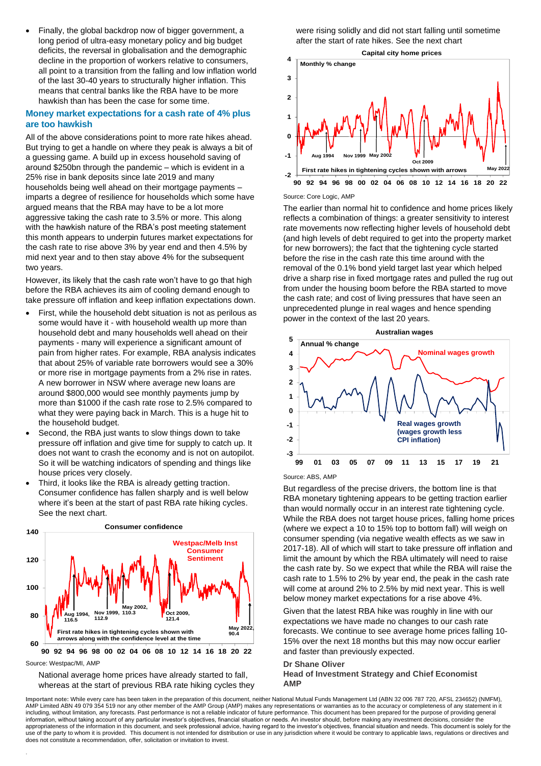- Finally, the global backdrop now of bigger government, a long period of ultra-easy monetary policy and big budget deficits, the reversal in globalisation and the demographic decline in the proportion of workers relative to consumers, all point to a transition from the falling and low inflation world of the last 30-40 years to structurally higher inflation. This means that central banks like the RBA have to be more hawkish than has been the case for some time.

## Money market expectations for a cash rate of 4% plus are too hawkish

All of the above considerations point to more rate hikes ahead. But trying to get a handle on where they peak is always a bit of a guessing game. A build up in excess household saving of around $250bn through the pandemic – which is evident in a 25% rise in bank deposits since late 2019 and many households being well ahead on their mortgage payments – imparts a degree of resilience for households which some have argued means that the RBA may have to be a lot more aggressive taking the cash rate to 3.5% or more. This along with the hawkish nature of the RBA's post meeting statement this month appears to underpin futures market expectations for the cash rate to rise above 3% by year end and then 4.5% by mid next year and to then stay above 4% for the subsequent two years.

However, its likely that the cash rate won't have to go that high before the RBA achieves its aim of cooling demand enough to take pressure off inflation and keep inflation expectations down.

- First, while the household debt situation is not as perilous as some would have it - with household wealth up more than household debt and many households well ahead on their payments - many will experience a significant amount of pain from higher rates. For example, RBA analysis indicates that about 25% of variable rate borrowers would see a 30% or more rise in mortgage payments from a 2% rise in rates. A new borrower in NSW where average new loans are around $800,000 would see monthly payments jump by more than $1000 if the cash rate rose to 2.5% compared to what they were paying back in March. This is a huge hit to the household budget.
- Second, the RBA just wants to slow things down to take pressure off inflation and give time for supply to catch up. It does not want to crash the economy and is not on autopilot. So it will be watching indicators of spending and things like house prices very closely.
- Third, it looks like the RBA is already getting traction. Consumer confidence has fallen sharply and is well below where it's been at the start of past RBA rate hiking cycles. See the next chart.

Consumer confidence

Westpac/Melb Inst Consumer Sentiment

140
120
100
80
60

Aug 1994, 116.5
Nov 1999, 112.9
May 2002, 110.3
Oct 2009, 121.4
May 2022, 90.4

First rate hikes in tightening cycles shown with arrows along with the confidence level at the time

90 92 94 96 98 00 02 04 06 08 10 12 14 16 18 20 22

Source: Westpac/MI, AMP

National average home prices have already started to fall, whereas at the start of previous RBA rate hiking cycles they were rising solidly and did not start falling until sometime after the start of rate hikes. See the next chart

Capital city home prices

Monthly % change

4
3
2
1
0
-1
-2

Aug 1994
Nov 1999
May 2002
Oct 2009
May 2022

First rate hikes in tightening cycles shown with arrows

90 92 94 96 98 00 02 04 06 08 10 12 14 16 18 20 22

Source: Core Logic, AMP

The earlier than normal hit to confidence and home prices likely reflects a combination of things: a greater sensitivity to interest rate movements now reflecting higher levels of household debt (and high levels of debt required to get into the property market for new borrowers); the fact that the tightening cycle started before the rise in the cash rate this time around with the removal of the 0.1% bond yield target last year which helped drive a sharp rise in fixed mortgage rates and pulled the rug out from under the housing boom before the RBA started to move the cash rate; and cost of living pressures that have seen an unprecedented plunge in real wages and hence spending power in the context of the last 20 years.

Australian wages

Annual % change

Nominal wages growth

Real wages growth (wages growth less CPI inflation)

5
4
3
2
1
0
-1
-2
-3

99 01 03 05 07 09 11 13 15 17 19 21

Source: ABS, AMP

But regardless of the precise drivers, the bottom line is that RBA monetary tightening appears to be getting traction earlier than would normally occur in an interest rate tightening cycle. While the RBA does not target house prices, falling home prices (where we expect a 10 to 15% top to bottom fall) will weigh on consumer spending (via negative wealth effects as we saw in 2017-18). All of which will start to take pressure off inflation and limit the amount by which the RBA ultimately will need to raise the cash rate by. So we expect that while the RBA will raise the cash rate to 1.5% to 2% by year end, the peak in the cash rate will come at around 2% to 2.5% by mid next year. This is well below money market expectations for a rise above 4%.

Given that the latest RBA hike was roughly in line with our expectations we have made no changes to our cash rate forecasts. We continue to see average home prices falling 10-15% over the next 18 months but this may now occur earlier and faster than previously expected.

**Dr Shane Oliver**
**Head of Investment Strategy and Chief Economist AMP**

**Important note:** While every care has been taken in the preparation of this document, neither National Mutual Funds Management Ltd (ABN 32 006 787 720, AFSL 234652) (NMFM), AMP Limited ABN 49 079 354 519 nor any other member of the AMP Group (AMP) makes any representations or warranties as to the accuracy or completeness of any statement in it including, without limitation, any forecasts. Past performance is not a reliable indicator of future performance. This document has been prepared for the purpose of providing general information, without taking account of any particular investor's objectives, financial situation or needs. An investor should, before making any investment decisions, consider the appropriateness of the information in this document, and seek professional advice, having regard to the investor's objectives, financial situation and needs. This document is solely for the use of the party to whom it is provided. This document is not intended for distribution or use in any jurisdiction where it would be contrary to applicable laws, regulations or directives and does not constitute a recommendation, offer, solicitation or invitation to invest.